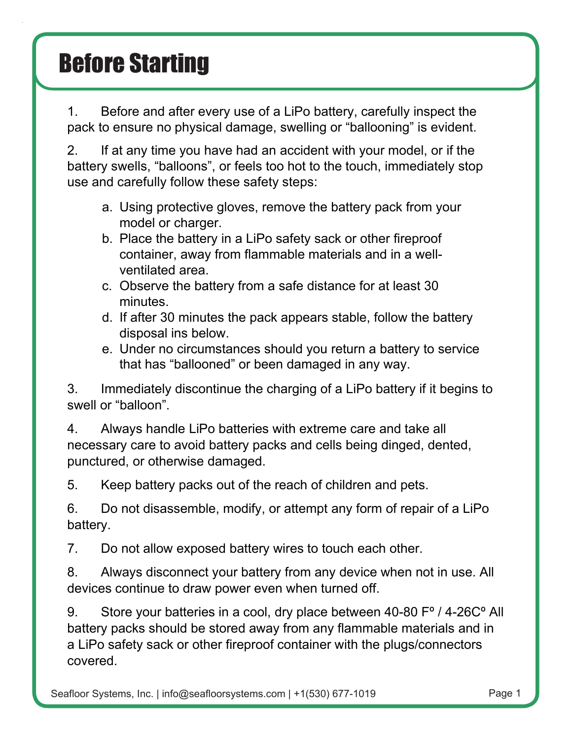# Before Starting

1. Before and after every use of a LiPo battery, carefully inspect the pack to ensure no physical damage, swelling or “ballooning” is evident.

2. If at any time you have had an accident with your model, or if the battery swells, “balloons”, or feels too hot to the touch, immediately stop use and carefully follow these safety steps:

   a. Using protective gloves, remove the battery pack from your model or charger.
   b. Place the battery in a LiPo safety sack or other fireproof container, away from flammable materials and in a well-ventilated area.
   c. Observe the battery from a safe distance for at least 30 minutes.
   d. If after 30 minutes the pack appears stable, follow the battery disposal ins below.
   e. Under no circumstances should you return a battery to service that has “ballooned” or been damaged in any way.

3. Immediately discontinue the charging of a LiPo battery if it begins to swell or “balloon”.

4. Always handle LiPo batteries with extreme care and take all necessary care to avoid battery packs and cells being dinged, dented, punctured, or otherwise damaged.

5. Keep battery packs out of the reach of children and pets.

6. Do not disassemble, modify, or attempt any form of repair of a LiPo battery.

7. Do not allow exposed battery wires to touch each other.

8. Always disconnect your battery from any device when not in use. All devices continue to draw power even when turned off.

9. Store your batteries in a cool, dry place between 40-80 Fº / 4-26Cº All battery packs should be stored away from any flammable materials and in a LiPo safety sack or other fireproof container with the plugs/connectors covered.

Seafloor Systems, Inc. | info@seafloorsystems.com | +1(530) 677-1019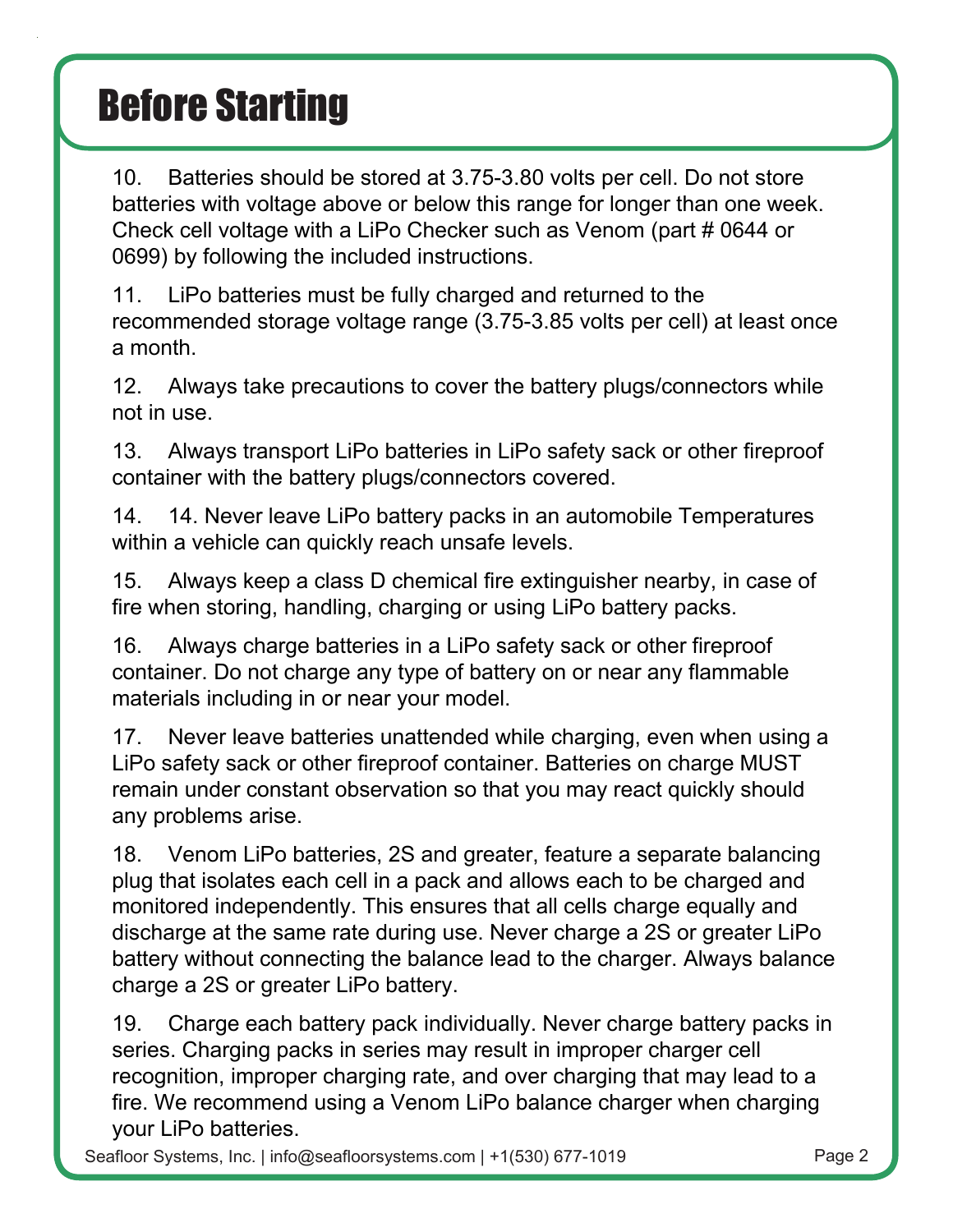# Before Starting

10. Batteries should be stored at 3.75-3.80 volts per cell. Do not store batteries with voltage above or below this range for longer than one week. Check cell voltage with a LiPo Checker such as Venom (part # 0644 or 0699) by following the included instructions.

11. LiPo batteries must be fully charged and returned to the recommended storage voltage range (3.75-3.85 volts per cell) at least once a month.

12. Always take precautions to cover the battery plugs/connectors while not in use.

13. Always transport LiPo batteries in LiPo safety sack or other fireproof container with the battery plugs/connectors covered.

14. 14. Never leave LiPo battery packs in an automobile Temperatures within a vehicle can quickly reach unsafe levels.

15. Always keep a class D chemical fire extinguisher nearby, in case of fire when storing, handling, charging or using LiPo battery packs.

16. Always charge batteries in a LiPo safety sack or other fireproof container. Do not charge any type of battery on or near any flammable materials including in or near your model.

17. Never leave batteries unattended while charging, even when using a LiPo safety sack or other fireproof container. Batteries on charge MUST remain under constant observation so that you may react quickly should any problems arise.

18. Venom LiPo batteries, 2S and greater, feature a separate balancing plug that isolates each cell in a pack and allows each to be charged and monitored independently. This ensures that all cells charge equally and discharge at the same rate during use. Never charge a 2S or greater LiPo battery without connecting the balance lead to the charger. Always balance charge a 2S or greater LiPo battery.

19. Charge each battery pack individually. Never charge battery packs in series. Charging packs in series may result in improper charger cell recognition, improper charging rate, and over charging that may lead to a fire. We recommend using a Venom LiPo balance charger when charging your LiPo batteries.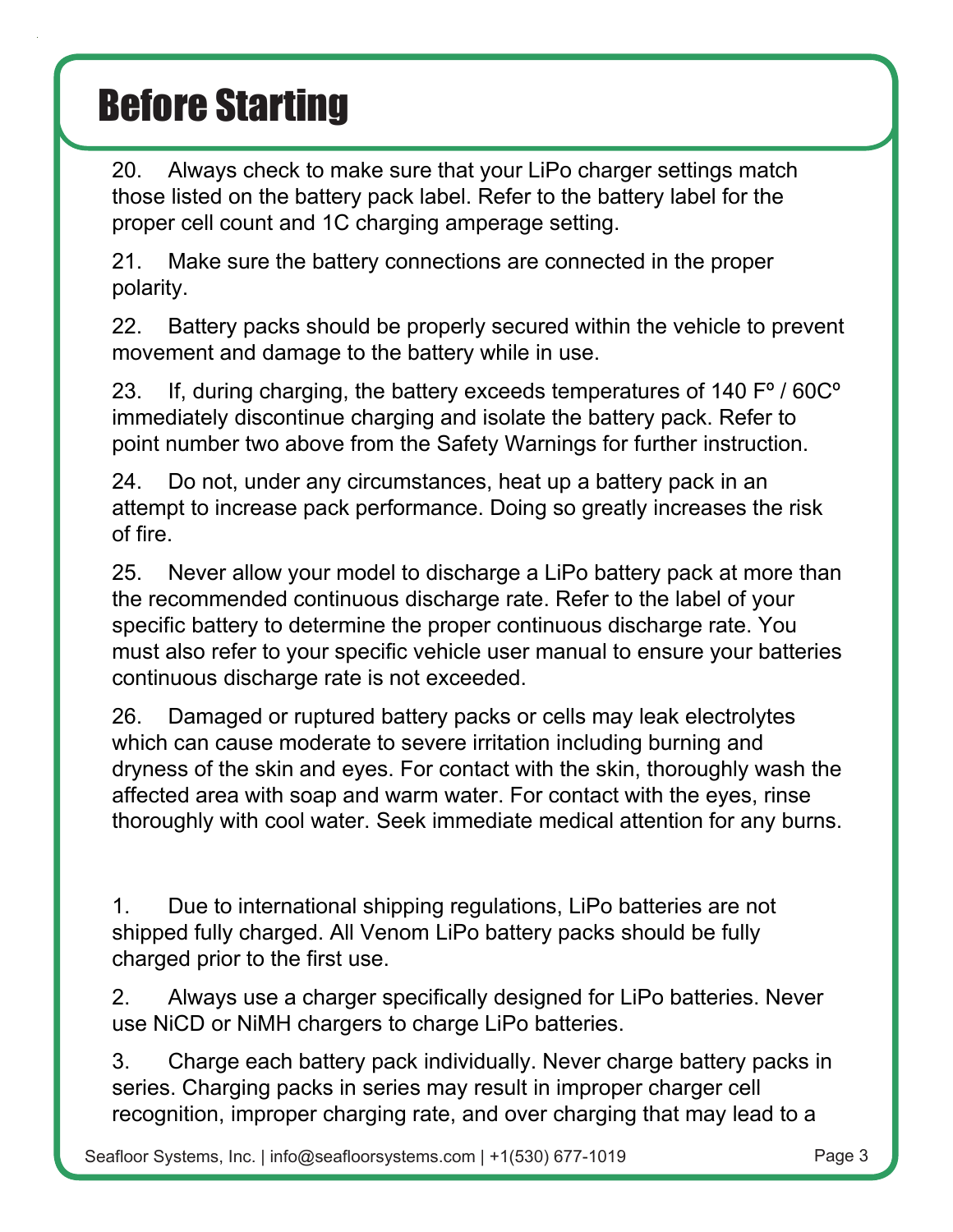# Before Starting

20. Always check to make sure that your LiPo charger settings match those listed on the battery pack label. Refer to the battery label for the proper cell count and 1C charging amperage setting.

21. Make sure the battery connections are connected in the proper polarity.

22. Battery packs should be properly secured within the vehicle to prevent movement and damage to the battery while in use.

23. If, during charging, the battery exceeds temperatures of 140 Fº / 60Cº immediately discontinue charging and isolate the battery pack. Refer to point number two above from the Safety Warnings for further instruction.

24. Do not, under any circumstances, heat up a battery pack in an attempt to increase pack performance. Doing so greatly increases the risk of fire.

25. Never allow your model to discharge a LiPo battery pack at more than the recommended continuous discharge rate. Refer to the label of your specific battery to determine the proper continuous discharge rate. You must also refer to your specific vehicle user manual to ensure your batteries continuous discharge rate is not exceeded.

26. Damaged or ruptured battery packs or cells may leak electrolytes which can cause moderate to severe irritation including burning and dryness of the skin and eyes. For contact with the skin, thoroughly wash the affected area with soap and warm water. For contact with the eyes, rinse thoroughly with cool water. Seek immediate medical attention for any burns.

1. Due to international shipping regulations, LiPo batteries are not shipped fully charged. All Venom LiPo battery packs should be fully charged prior to the first use.

2. Always use a charger specifically designed for LiPo batteries. Never use NiCD or NiMH chargers to charge LiPo batteries.

3. Charge each battery pack individually. Never charge battery packs in series. Charging packs in series may result in improper charger cell recognition, improper charging rate, and over charging that may lead to a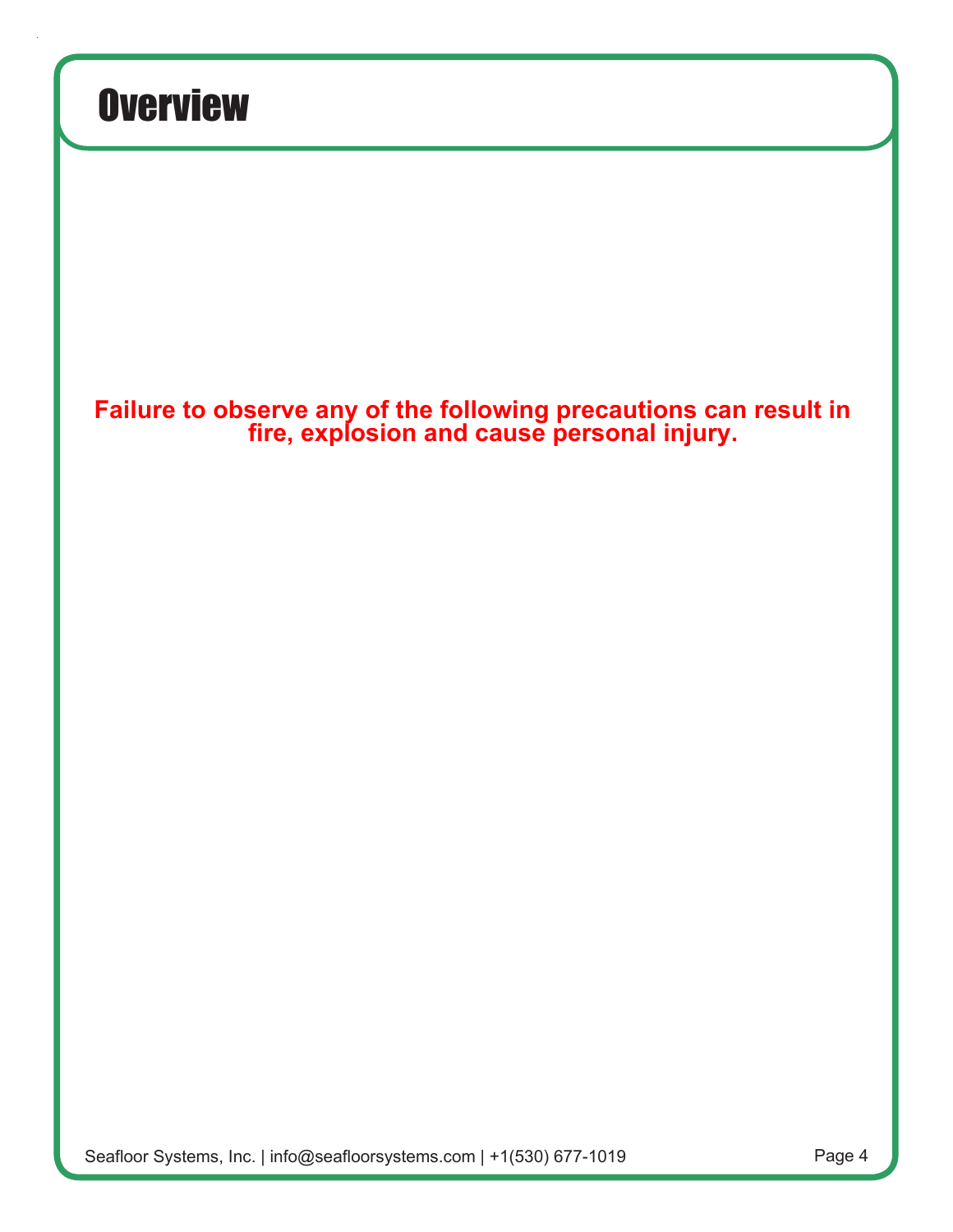# Overview

**Failure to observe any of the following precautions can result in fire, explosion and cause personal injury.**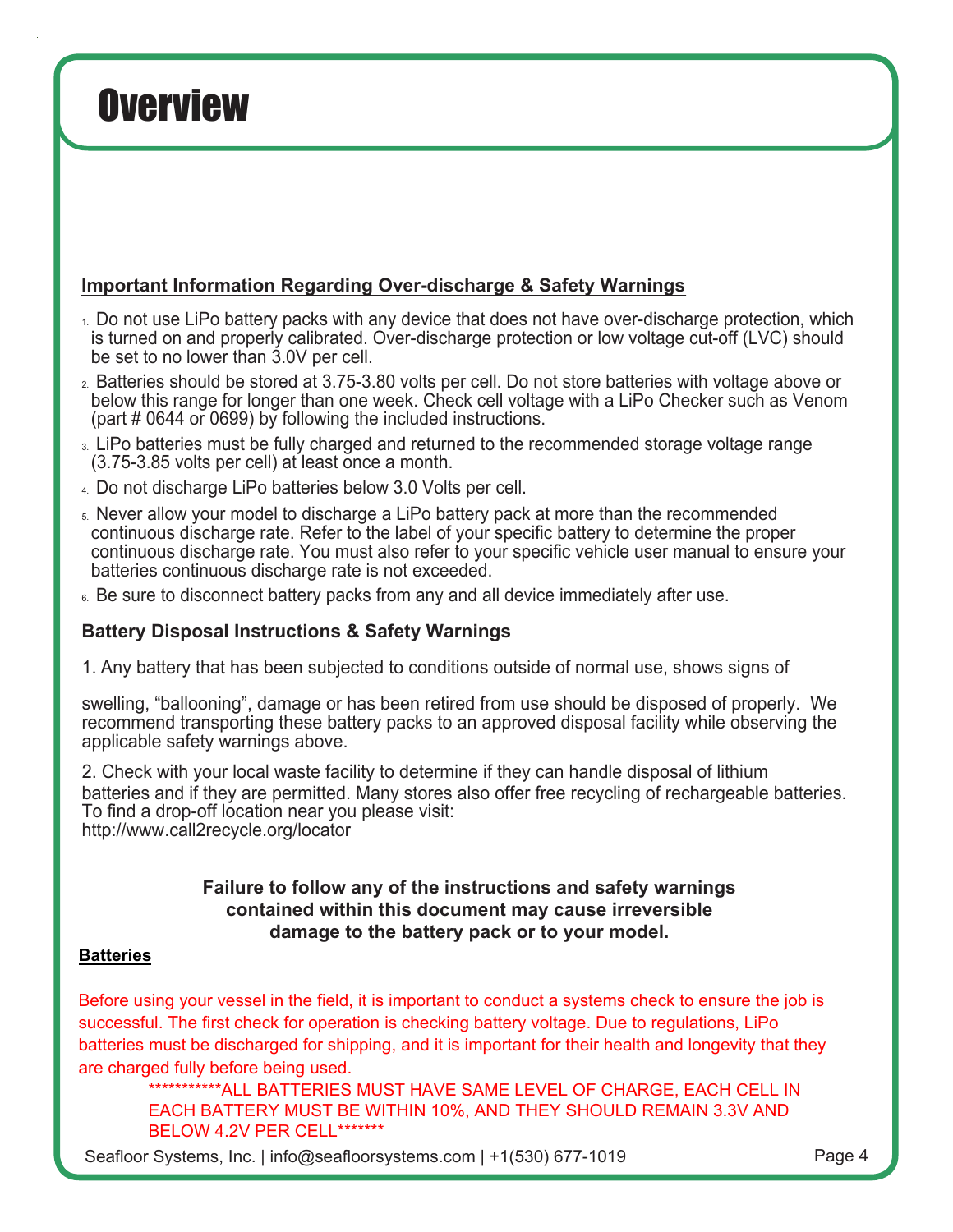# Overview

**Important Information Regarding Over-discharge & Safety Warnings**

1. Do not use LiPo battery packs with any device that does not have over-discharge protection, which is turned on and properly calibrated. Over-discharge protection or low voltage cut-off (LVC) should be set to no lower than 3.0V per cell.
2. Batteries should be stored at 3.75-3.80 volts per cell. Do not store batteries with voltage above or below this range for longer than one week. Check cell voltage with a LiPo Checker such as Venom (part # 0644 or 0699) by following the included instructions.
3. LiPo batteries must be fully charged and returned to the recommended storage voltage range (3.75-3.85 volts per cell) at least once a month.
4. Do not discharge LiPo batteries below 3.0 Volts per cell.
5. Never allow your model to discharge a LiPo battery pack at more than the recommended continuous discharge rate. Refer to the label of your specific battery to determine the proper continuous discharge rate. You must also refer to your specific vehicle user manual to ensure your batteries continuous discharge rate is not exceeded.
6. Be sure to disconnect battery packs from any and all device immediately after use.

**Battery Disposal Instructions & Safety Warnings**

1. Any battery that has been subjected to conditions outside of normal use, shows signs of swelling, "ballooning", damage or has been retired from use should be disposed of properly. We recommend transporting these battery packs to an approved disposal facility while observing the applicable safety warnings above.

2. Check with your local waste facility to determine if they can handle disposal of lithium batteries and if they are permitted. Many stores also offer free recycling of rechargeable batteries. To find a drop-off location near you please visit: http://www.call2recycle.org/locator

**Failure to follow any of the instructions and safety warnings contained within this document may cause irreversible damage to the battery pack or to your model.**

**Batteries**

Before using your vessel in the field, it is important to conduct a systems check to ensure the job is successful. The first check for operation is checking battery voltage. Due to regulations, LiPo batteries must be discharged for shipping, and it is important for their health and longevity that they are charged fully before being used.

***********ALL BATTERIES MUST HAVE SAME LEVEL OF CHARGE, EACH CELL IN EACH BATTERY MUST BE WITHIN 10%, AND THEY SHOULD REMAIN 3.3V AND BELOW 4.2V PER CELL*******

Seafloor Systems, Inc. | info@seafloorsystems.com | +1(530) 677-1019